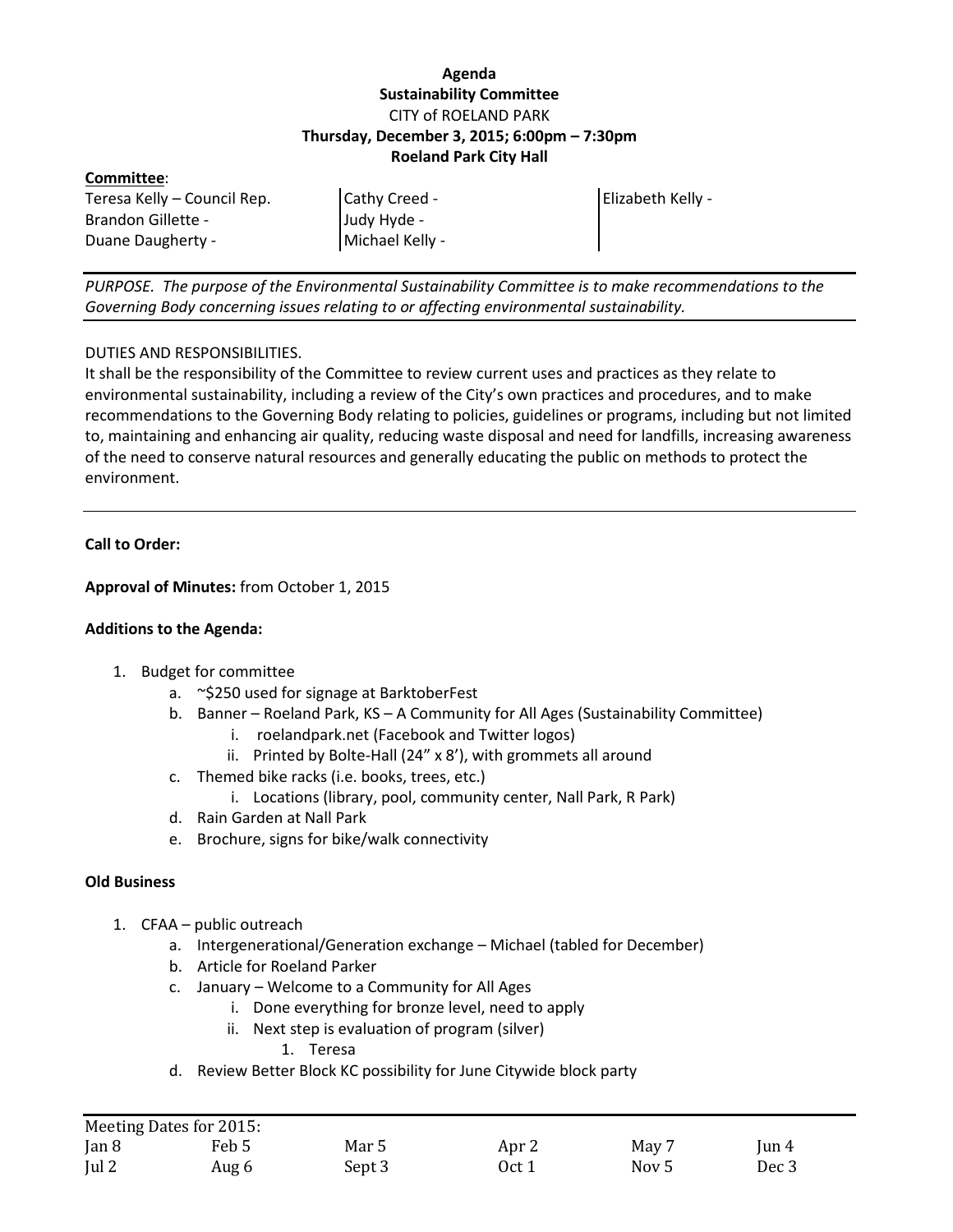**Agenda**
**Sustainability Committee**
CITY of ROELAND PARK
**Thursday, December 3, 2015; 6:00pm – 7:30pm**
**Roeland Park City Hall**

**Committee**:

| | | |
|---|---|---|
| Teresa Kelly – Council Rep. | Cathy Creed - | Elizabeth Kelly - |
| Brandon Gillette - | Judy Hyde - | |
| Duane Daugherty - | Michael Kelly - | |

*PURPOSE. The purpose of the Environmental Sustainability Committee is to make recommendations to the Governing Body concerning issues relating to or affecting environmental sustainability.*

DUTIES AND RESPONSIBILITIES.
It shall be the responsibility of the Committee to review current uses and practices as they relate to environmental sustainability, including a review of the City's own practices and procedures, and to make recommendations to the Governing Body relating to policies, guidelines or programs, including but not limited to, maintaining and enhancing air quality, reducing waste disposal and need for landfills, increasing awareness of the need to conserve natural resources and generally educating the public on methods to protect the environment.

**Call to Order:**

**Approval of Minutes:** from October 1, 2015

**Additions to the Agenda:**

1. Budget for committee
   a. ~$250 used for signage at BarktoberFest
   b. Banner – Roeland Park, KS – A Community for All Ages (Sustainability Committee)
      i. roelandpark.net (Facebook and Twitter logos)
      ii. Printed by Bolte-Hall (24" x 8'), with grommets all around
   c. Themed bike racks (i.e. books, trees, etc.)
      i. Locations (library, pool, community center, Nall Park, R Park)
   d. Rain Garden at Nall Park
   e. Brochure, signs for bike/walk connectivity

**Old Business**

1. CFAA – public outreach
   a. Intergenerational/Generation exchange – Michael (tabled for December)
   b. Article for Roeland Parker
   c. January – Welcome to a Community for All Ages
      i. Done everything for bronze level, need to apply
      ii. Next step is evaluation of program (silver)
         1. Teresa
   d. Review Better Block KC possibility for June Citywide block party

| Meeting Dates for 2015: | | | | | |
|---|---|---|---|---|---|
| Jan 8 | Feb 5 | Mar 5 | Apr 2 | May 7 | Jun 4 |
| Jul 2 | Aug 6 | Sept 3 | Oct 1 | Nov 5 | Dec 3 |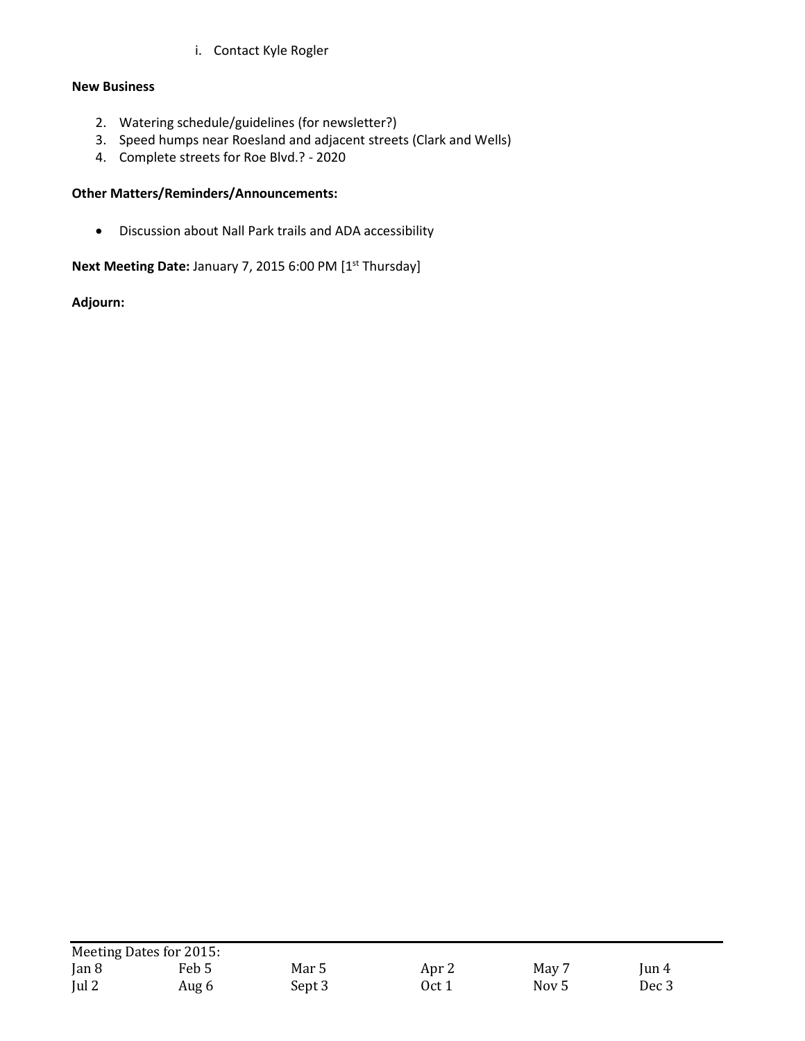i. Contact Kyle Rogler

**New Business**

2. Watering schedule/guidelines (for newsletter?)
3. Speed humps near Roesland and adjacent streets (Clark and Wells)
4. Complete streets for Roe Blvd.? - 2020

**Other Matters/Reminders/Announcements:**

- Discussion about Nall Park trails and ADA accessibility

**Next Meeting Date:** January 7, 2015 6:00 PM [1st Thursday]

**Adjourn:**

Meeting Dates for 2015:

| | | | | | |
|---|---|---|---|---|---|
| Jan 8 | Feb 5 | Mar 5 | Apr 2 | May 7 | Jun 4 |
| Jul 2 | Aug 6 | Sept 3 | Oct 1 | Nov 5 | Dec 3 |